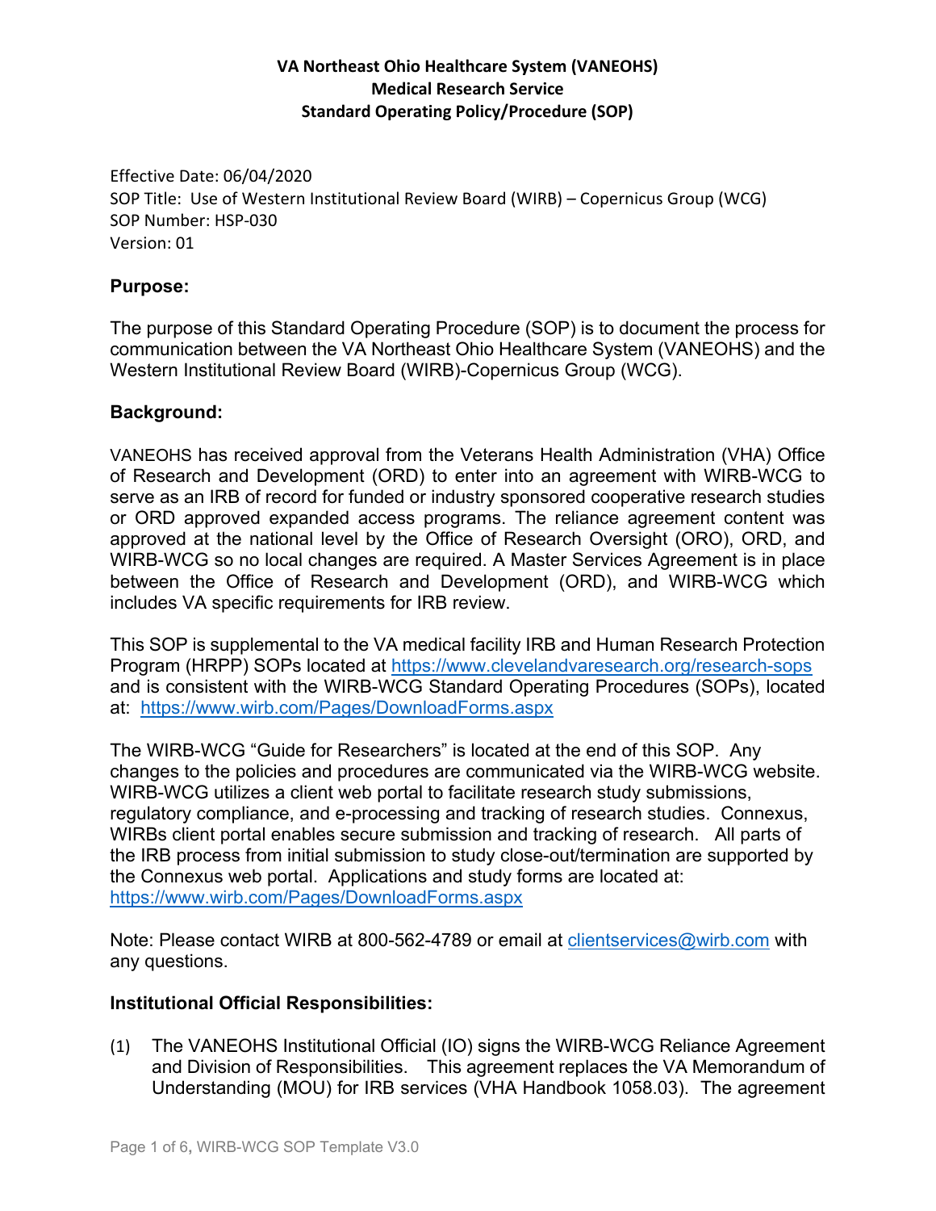**VA Northeast Ohio Healthcare System (VANEOHS)**
**Medical Research Service**
**Standard Operating Policy/Procedure (SOP)**

Effective Date: 06/04/2020
SOP Title: Use of Western Institutional Review Board (WIRB) – Copernicus Group (WCG)
SOP Number: HSP-030
Version: 01

## Purpose:

The purpose of this Standard Operating Procedure (SOP) is to document the process for communication between the VA Northeast Ohio Healthcare System (VANEOHS) and the Western Institutional Review Board (WIRB)-Copernicus Group (WCG).

## Background:

VANEOHS has received approval from the Veterans Health Administration (VHA) Office of Research and Development (ORD) to enter into an agreement with WIRB-WCG to serve as an IRB of record for funded or industry sponsored cooperative research studies or ORD approved expanded access programs. The reliance agreement content was approved at the national level by the Office of Research Oversight (ORO), ORD, and WIRB-WCG so no local changes are required. A Master Services Agreement is in place between the Office of Research and Development (ORD), and WIRB-WCG which includes VA specific requirements for IRB review.

This SOP is supplemental to the VA medical facility IRB and Human Research Protection Program (HRPP) SOPs located at https://www.clevelandvaresearch.org/research-sops and is consistent with the WIRB-WCG Standard Operating Procedures (SOPs), located at: https://www.wirb.com/Pages/DownloadForms.aspx

The WIRB-WCG "Guide for Researchers" is located at the end of this SOP. Any changes to the policies and procedures are communicated via the WIRB-WCG website. WIRB-WCG utilizes a client web portal to facilitate research study submissions, regulatory compliance, and e-processing and tracking of research studies. Connexus, WIRBs client portal enables secure submission and tracking of research. All parts of the IRB process from initial submission to study close-out/termination are supported by the Connexus web portal. Applications and study forms are located at: https://www.wirb.com/Pages/DownloadForms.aspx

Note: Please contact WIRB at 800-562-4789 or email at clientservices@wirb.com with any questions.

## Institutional Official Responsibilities:

(1) The VANEOHS Institutional Official (IO) signs the WIRB-WCG Reliance Agreement and Division of Responsibilities. This agreement replaces the VA Memorandum of Understanding (MOU) for IRB services (VHA Handbook 1058.03). The agreement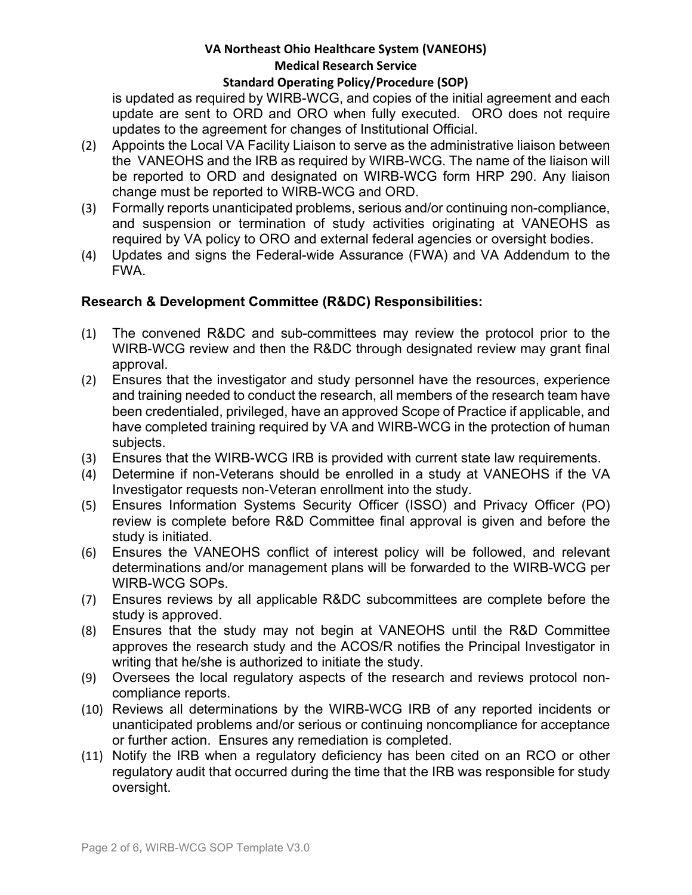is updated as required by WIRB-WCG, and copies of the initial agreement and each update are sent to ORD and ORO when fully executed. ORO does not require updates to the agreement for changes of Institutional Official.

(2) Appoints the Local VA Facility Liaison to serve as the administrative liaison between the VANEOHS and the IRB as required by WIRB-WCG. The name of the liaison will be reported to ORD and designated on WIRB-WCG form HRP 290. Any liaison change must be reported to WIRB-WCG and ORD.

(3) Formally reports unanticipated problems, serious and/or continuing non-compliance, and suspension or termination of study activities originating at VANEOHS as required by VA policy to ORO and external federal agencies or oversight bodies.

(4) Updates and signs the Federal-wide Assurance (FWA) and VA Addendum to the FWA.

**Research & Development Committee (R&DC) Responsibilities:**

(1) The convened R&DC and sub-committees may review the protocol prior to the WIRB-WCG review and then the R&DC through designated review may grant final approval.

(2) Ensures that the investigator and study personnel have the resources, experience and training needed to conduct the research, all members of the research team have been credentialed, privileged, have an approved Scope of Practice if applicable, and have completed training required by VA and WIRB-WCG in the protection of human subjects.

(3) Ensures that the WIRB-WCG IRB is provided with current state law requirements.

(4) Determine if non-Veterans should be enrolled in a study at VANEOHS if the VA Investigator requests non-Veteran enrollment into the study.

(5) Ensures Information Systems Security Officer (ISSO) and Privacy Officer (PO) review is complete before R&D Committee final approval is given and before the study is initiated.

(6) Ensures the VANEOHS conflict of interest policy will be followed, and relevant determinations and/or management plans will be forwarded to the WIRB-WCG per WIRB-WCG SOPs.

(7) Ensures reviews by all applicable R&DC subcommittees are complete before the study is approved.

(8) Ensures that the study may not begin at VANEOHS until the R&D Committee approves the research study and the ACOS/R notifies the Principal Investigator in writing that he/she is authorized to initiate the study.

(9) Oversees the local regulatory aspects of the research and reviews protocol non-compliance reports.

(10) Reviews all determinations by the WIRB-WCG IRB of any reported incidents or unanticipated problems and/or serious or continuing noncompliance for acceptance or further action. Ensures any remediation is completed.

(11) Notify the IRB when a regulatory deficiency has been cited on an RCO or other regulatory audit that occurred during the time that the IRB was responsible for study oversight.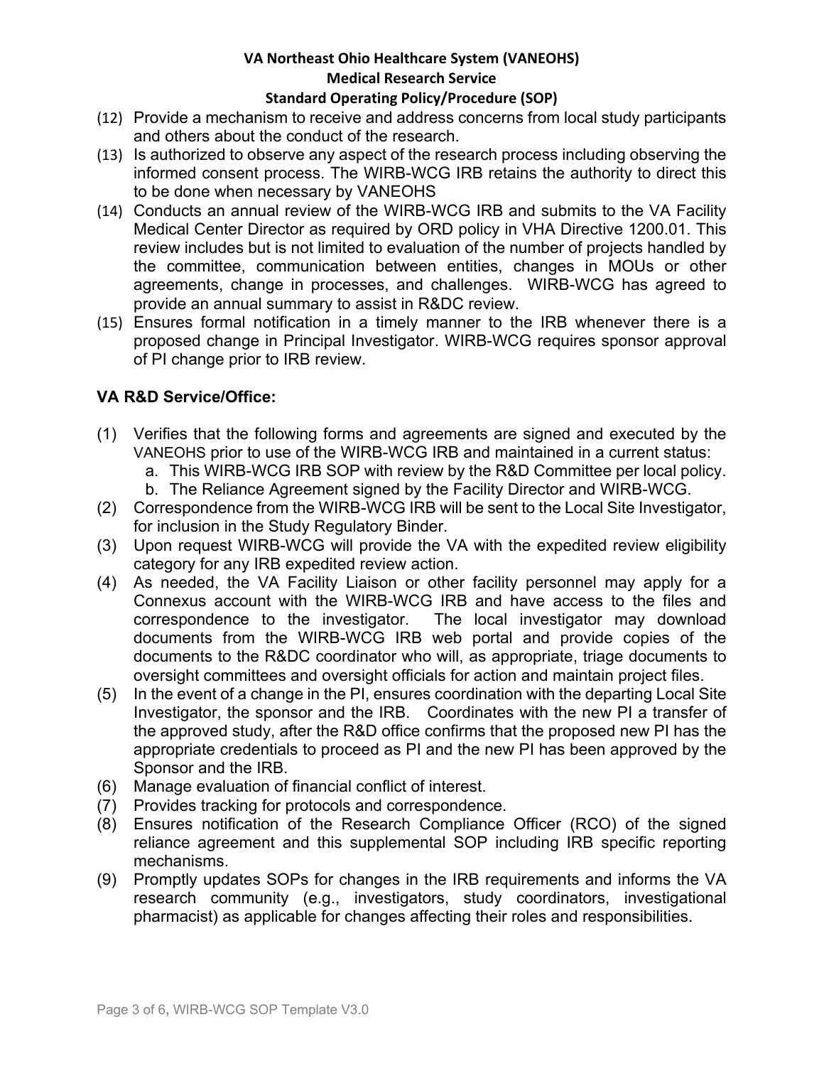(12) Provide a mechanism to receive and address concerns from local study participants and others about the conduct of the research.

(13) Is authorized to observe any aspect of the research process including observing the informed consent process. The WIRB-WCG IRB retains the authority to direct this to be done when necessary by VANEOHS

(14) Conducts an annual review of the WIRB-WCG IRB and submits to the VA Facility Medical Center Director as required by ORD policy in VHA Directive 1200.01. This review includes but is not limited to evaluation of the number of projects handled by the committee, communication between entities, changes in MOUs or other agreements, change in processes, and challenges. WIRB-WCG has agreed to provide an annual summary to assist in R&DC review.

(15) Ensures formal notification in a timely manner to the IRB whenever there is a proposed change in Principal Investigator. WIRB-WCG requires sponsor approval of PI change prior to IRB review.

### VA R&D Service/Office:

(1) Verifies that the following forms and agreements are signed and executed by the VANEOHS prior to use of the WIRB-WCG IRB and maintained in a current status:
   a. This WIRB-WCG IRB SOP with review by the R&D Committee per local policy.
   b. The Reliance Agreement signed by the Facility Director and WIRB-WCG.

(2) Correspondence from the WIRB-WCG IRB will be sent to the Local Site Investigator, for inclusion in the Study Regulatory Binder.

(3) Upon request WIRB-WCG will provide the VA with the expedited review eligibility category for any IRB expedited review action.

(4) As needed, the VA Facility Liaison or other facility personnel may apply for a Connexus account with the WIRB-WCG IRB and have access to the files and correspondence to the investigator. The local investigator may download documents from the WIRB-WCG IRB web portal and provide copies of the documents to the R&DC coordinator who will, as appropriate, triage documents to oversight committees and oversight officials for action and maintain project files.

(5) In the event of a change in the PI, ensures coordination with the departing Local Site Investigator, the sponsor and the IRB. Coordinates with the new PI a transfer of the approved study, after the R&D office confirms that the proposed new PI has the appropriate credentials to proceed as PI and the new PI has been approved by the Sponsor and the IRB.

(6) Manage evaluation of financial conflict of interest.

(7) Provides tracking for protocols and correspondence.

(8) Ensures notification of the Research Compliance Officer (RCO) of the signed reliance agreement and this supplemental SOP including IRB specific reporting mechanisms.

(9) Promptly updates SOPs for changes in the IRB requirements and informs the VA research community (e.g., investigators, study coordinators, investigational pharmacist) as applicable for changes affecting their roles and responsibilities.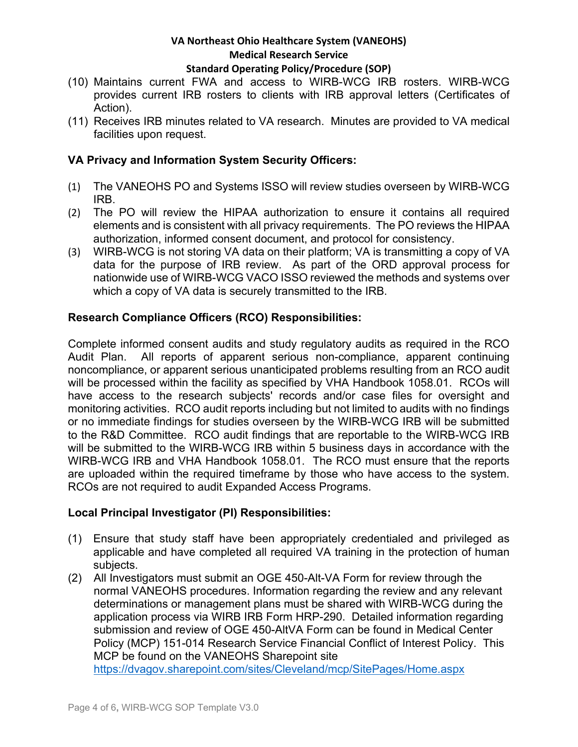(10) Maintains current FWA and access to WIRB-WCG IRB rosters. WIRB-WCG provides current IRB rosters to clients with IRB approval letters (Certificates of Action).

(11) Receives IRB minutes related to VA research. Minutes are provided to VA medical facilities upon request.

**VA Privacy and Information System Security Officers:**

(1) The VANEOHS PO and Systems ISSO will review studies overseen by WIRB-WCG IRB.

(2) The PO will review the HIPAA authorization to ensure it contains all required elements and is consistent with all privacy requirements. The PO reviews the HIPAA authorization, informed consent document, and protocol for consistency.

(3) WIRB-WCG is not storing VA data on their platform; VA is transmitting a copy of VA data for the purpose of IRB review. As part of the ORD approval process for nationwide use of WIRB-WCG VACO ISSO reviewed the methods and systems over which a copy of VA data is securely transmitted to the IRB.

**Research Compliance Officers (RCO) Responsibilities:**

Complete informed consent audits and study regulatory audits as required in the RCO Audit Plan. All reports of apparent serious non-compliance, apparent continuing noncompliance, or apparent serious unanticipated problems resulting from an RCO audit will be processed within the facility as specified by VHA Handbook 1058.01. RCOs will have access to the research subjects' records and/or case files for oversight and monitoring activities. RCO audit reports including but not limited to audits with no findings or no immediate findings for studies overseen by the WIRB-WCG IRB will be submitted to the R&D Committee. RCO audit findings that are reportable to the WIRB-WCG IRB will be submitted to the WIRB-WCG IRB within 5 business days in accordance with the WIRB-WCG IRB and VHA Handbook 1058.01. The RCO must ensure that the reports are uploaded within the required timeframe by those who have access to the system. RCOs are not required to audit Expanded Access Programs.

**Local Principal Investigator (PI) Responsibilities:**

(1) Ensure that study staff have been appropriately credentialed and privileged as applicable and have completed all required VA training in the protection of human subjects.

(2) All Investigators must submit an OGE 450-Alt-VA Form for review through the normal VANEOHS procedures. Information regarding the review and any relevant determinations or management plans must be shared with WIRB-WCG during the application process via WIRB IRB Form HRP-290. Detailed information regarding submission and review of OGE 450-AltVA Form can be found in Medical Center Policy (MCP) 151-014 Research Service Financial Conflict of Interest Policy. This MCP be found on the VANEOHS Sharepoint site https://dvagov.sharepoint.com/sites/Cleveland/mcp/SitePages/Home.aspx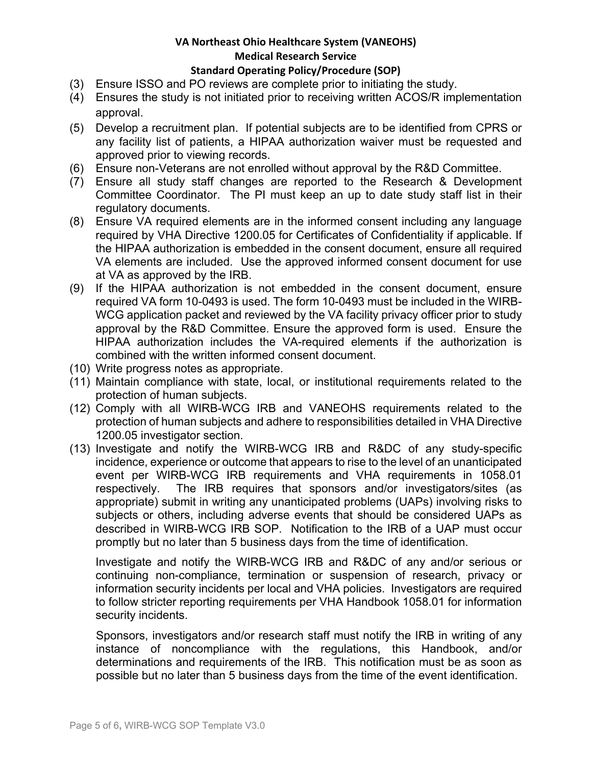(3) Ensure ISSO and PO reviews are complete prior to initiating the study.

(4) Ensures the study is not initiated prior to receiving written ACOS/R implementation approval.

(5) Develop a recruitment plan. If potential subjects are to be identified from CPRS or any facility list of patients, a HIPAA authorization waiver must be requested and approved prior to viewing records.

(6) Ensure non-Veterans are not enrolled without approval by the R&D Committee.

(7) Ensure all study staff changes are reported to the Research & Development Committee Coordinator. The PI must keep an up to date study staff list in their regulatory documents.

(8) Ensure VA required elements are in the informed consent including any language required by VHA Directive 1200.05 for Certificates of Confidentiality if applicable. If the HIPAA authorization is embedded in the consent document, ensure all required VA elements are included. Use the approved informed consent document for use at VA as approved by the IRB.

(9) If the HIPAA authorization is not embedded in the consent document, ensure required VA form 10-0493 is used. The form 10-0493 must be included in the WIRB-WCG application packet and reviewed by the VA facility privacy officer prior to study approval by the R&D Committee. Ensure the approved form is used. Ensure the HIPAA authorization includes the VA-required elements if the authorization is combined with the written informed consent document.

(10) Write progress notes as appropriate.

(11) Maintain compliance with state, local, or institutional requirements related to the protection of human subjects.

(12) Comply with all WIRB-WCG IRB and VANEOHS requirements related to the protection of human subjects and adhere to responsibilities detailed in VHA Directive 1200.05 investigator section.

(13) Investigate and notify the WIRB-WCG IRB and R&DC of any study-specific incidence, experience or outcome that appears to rise to the level of an unanticipated event per WIRB-WCG IRB requirements and VHA requirements in 1058.01 respectively. The IRB requires that sponsors and/or investigators/sites (as appropriate) submit in writing any unanticipated problems (UAPs) involving risks to subjects or others, including adverse events that should be considered UAPs as described in WIRB-WCG IRB SOP. Notification to the IRB of a UAP must occur promptly but no later than 5 business days from the time of identification.

    Investigate and notify the WIRB-WCG IRB and R&DC of any and/or serious or continuing non-compliance, termination or suspension of research, privacy or information security incidents per local and VHA policies. Investigators are required to follow stricter reporting requirements per VHA Handbook 1058.01 for information security incidents.

    Sponsors, investigators and/or research staff must notify the IRB in writing of any instance of noncompliance with the regulations, this Handbook, and/or determinations and requirements of the IRB. This notification must be as soon as possible but no later than 5 business days from the time of the event identification.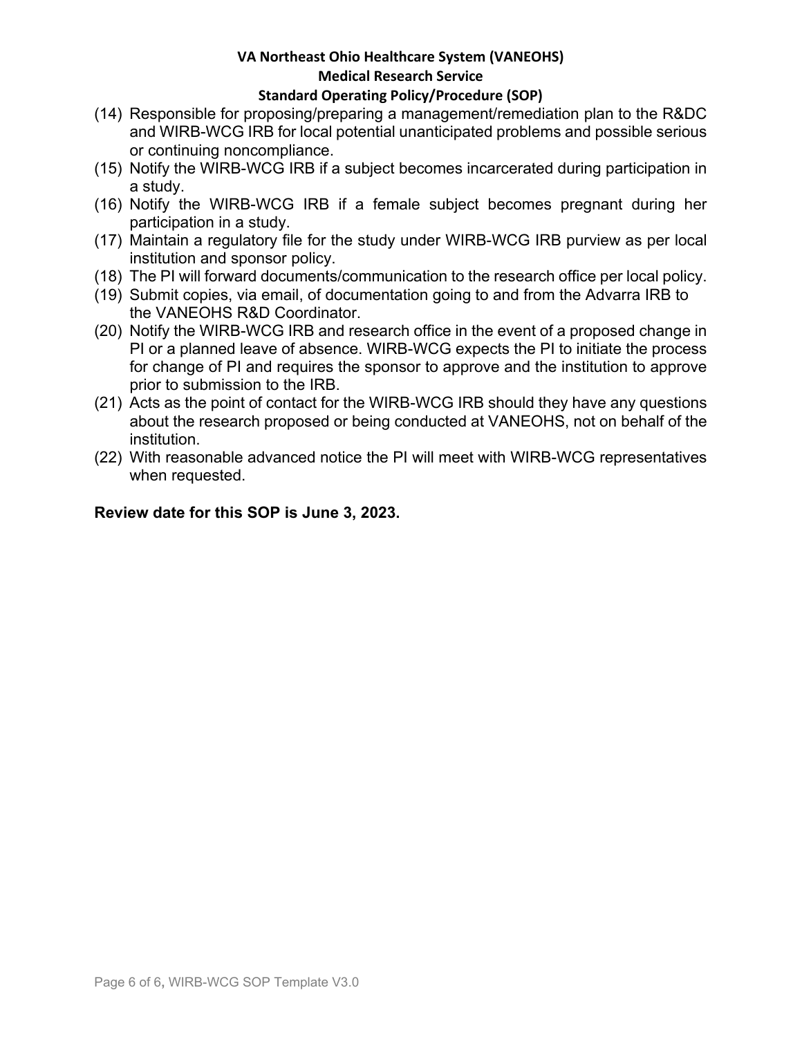(14) Responsible for proposing/preparing a management/remediation plan to the R&DC and WIRB-WCG IRB for local potential unanticipated problems and possible serious or continuing noncompliance.
(15) Notify the WIRB-WCG IRB if a subject becomes incarcerated during participation in a study.
(16) Notify the WIRB-WCG IRB if a female subject becomes pregnant during her participation in a study.
(17) Maintain a regulatory file for the study under WIRB-WCG IRB purview as per local institution and sponsor policy.
(18) The PI will forward documents/communication to the research office per local policy.
(19) Submit copies, via email, of documentation going to and from the Advarra IRB to the VANEOHS R&D Coordinator.
(20) Notify the WIRB-WCG IRB and research office in the event of a proposed change in PI or a planned leave of absence. WIRB-WCG expects the PI to initiate the process for change of PI and requires the sponsor to approve and the institution to approve prior to submission to the IRB.
(21) Acts as the point of contact for the WIRB-WCG IRB should they have any questions about the research proposed or being conducted at VANEOHS, not on behalf of the institution.
(22) With reasonable advanced notice the PI will meet with WIRB-WCG representatives when requested.

**Review date for this SOP is June 3, 2023.**